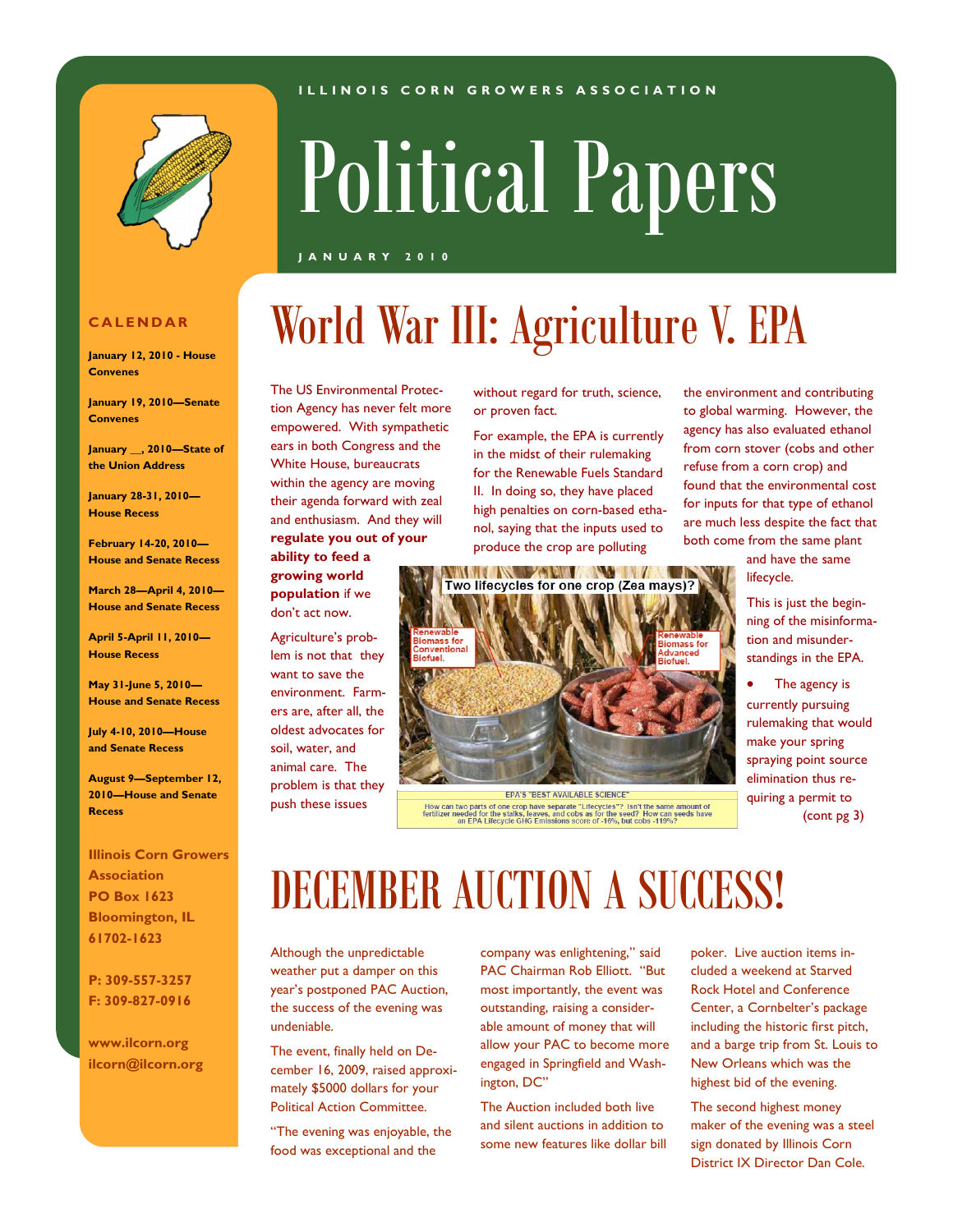ILLINOIS CORN GROWERS ASSOCIATION

# Political Papers

JANUARY 2010

## CALENDAR

**January 12, 2010 - House Convenes**

**January 19, 2010—Senate Convenes**

**January __, 2010—State of the Union Address**

**January 28-31, 2010—House Recess**

**February 14-20, 2010—House and Senate Recess**

**March 28—April 4, 2010—House and Senate Recess**

**April 5-April 11, 2010—House Recess**

**May 31-June 5, 2010—House and Senate Recess**

**July 4-10, 2010—House and Senate Recess**

**August 9—September 12, 2010—House and Senate Recess**

**Illinois Corn Growers Association**
**PO Box 1623**
**Bloomington, IL 61702-1623**

**P: 309-557-3257**
**F: 309-827-0916**

**www.ilcorn.org**
**ilcorn@ilcorn.org**

# World War III: Agriculture V. EPA

The US Environmental Protection Agency has never felt more empowered. With sympathetic ears in both Congress and the White House, bureaucrats within the agency are moving their agenda forward with zeal and enthusiasm. And they will **regulate you out of your ability to feed a growing world population** if we don't act now.

Agriculture's problem is not that they want to save the environment. Farmers are, after all, the oldest advocates for soil, water, and animal care. The problem is that they push these issues without regard for truth, science, or proven fact.

For example, the EPA is currently in the midst of their rulemaking for the Renewable Fuels Standard II. In doing so, they have placed high penalties on corn-based ethanol, saying that the inputs used to produce the crop are polluting the environment and contributing to global warming. However, the agency has also evaluated ethanol from corn stover (cobs and other refuse from a corn crop) and found that the environmental cost for inputs for that type of ethanol are much less despite the fact that both come from the same plant and have the same lifecycle.

Two lifecycles for one crop (Zea mays)?

Renewable Biomass for Conventional Biofuel.

Renewable Biomass for Advanced Biofuel.

EPA'S "BEST AVAILABLE SCIENCE"
How can two parts of one crop have separate "Lifecycles"? Isn't the same amount of fertilizer needed for the stalks, leaves, and cobs as for the seed? How can seeds have an EPA Lifecycle GHG Emissions score of -16%, but cobs -119%?

This is just the beginning of the misinformation and misunderstandings in the EPA.

- The agency is currently pursuing rulemaking that would make your spring spraying point source elimination thus requiring a permit to (cont pg 3)

# DECEMBER AUCTION A SUCCESS!

Although the unpredictable weather put a damper on this year's postponed PAC Auction, the success of the evening was undeniable.

The event, finally held on December 16, 2009, raised approximately $5000 dollars for your Political Action Committee.

"The evening was enjoyable, the food was exceptional and the company was enlightening," said PAC Chairman Rob Elliott. "But most importantly, the event was outstanding, raising a considerable amount of money that will allow your PAC to become more engaged in Springfield and Washington, DC"

The Auction included both live and silent auctions in addition to some new features like dollar bill poker. Live auction items included a weekend at Starved Rock Hotel and Conference Center, a Cornbelter's package including the historic first pitch, and a barge trip from St. Louis to New Orleans which was the highest bid of the evening.

The second highest money maker of the evening was a steel sign donated by Illinois Corn District IX Director Dan Cole.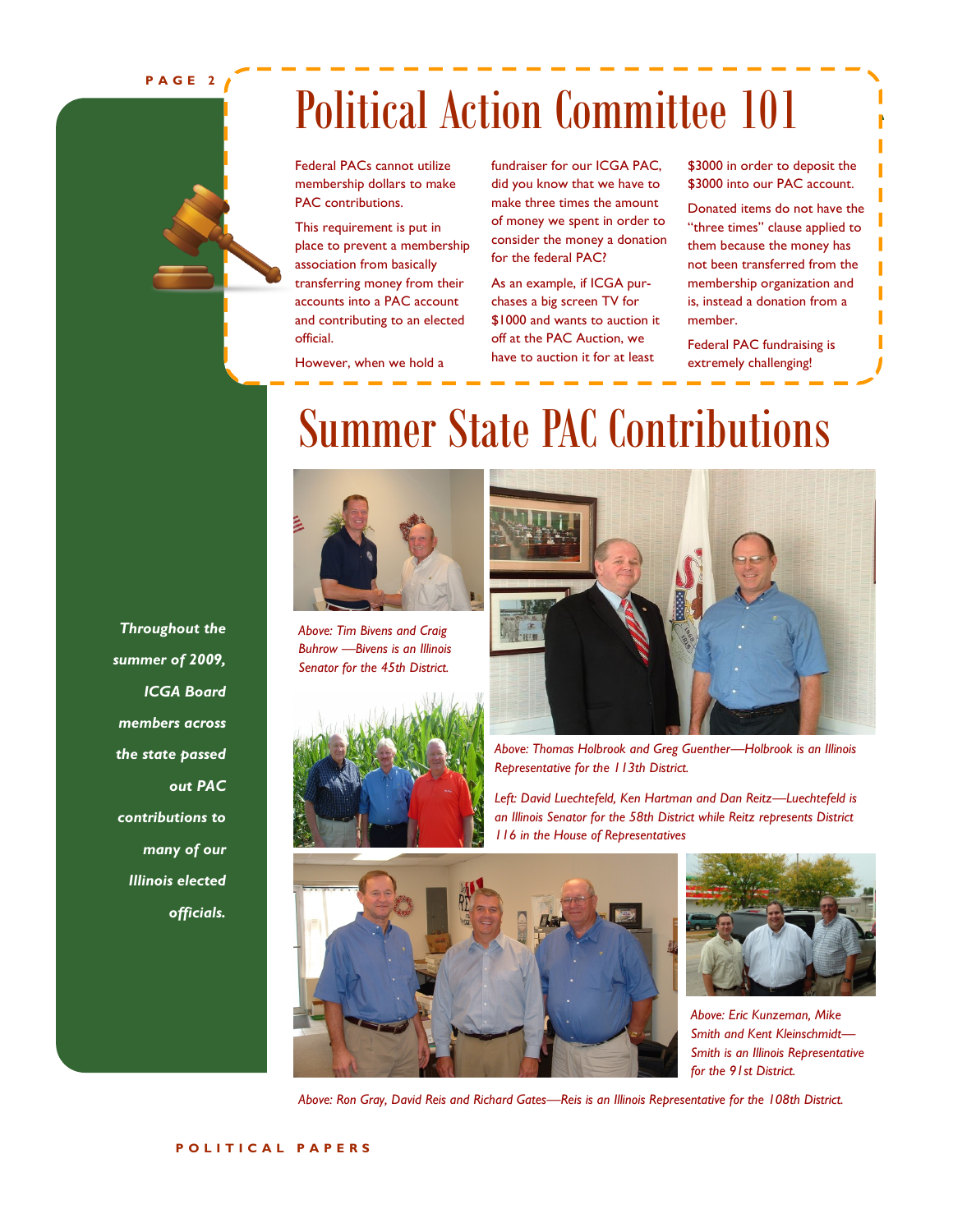# Political Action Committee 101

Federal PACs cannot utilize membership dollars to make PAC contributions.

This requirement is put in place to prevent a membership association from basically transferring money from their accounts into a PAC account and contributing to an elected official.

However, when we hold a fundraiser for our ICGA PAC, did you know that we have to make three times the amount of money we spent in order to consider the money a donation for the federal PAC?

As an example, if ICGA purchases a big screen TV for $1000 and wants to auction it off at the PAC Auction, we have to auction it for at least $3000 in order to deposit the $3000 into our PAC account.

Donated items do not have the "three times" clause applied to them because the money has not been transferred from the membership organization and is, instead a donation from a member.

Federal PAC fundraising is extremely challenging!

# Summer State PAC Contributions

***Throughout the summer of 2009, ICGA Board members across the state passed out PAC contributions to many of our Illinois elected officials.***

*Above: Tim Bivens and Craig Buhrow —Bivens is an Illinois Senator for the 45th District.*

*Above: Thomas Holbrook and Greg Guenther—Holbrook is an Illinois Representative for the 113th District.*

*Left: David Luechtefeld, Ken Hartman and Dan Reitz—Luechtefeld is an Illinois Senator for the 58th District while Reitz represents District 116 in the House of Representatives*

*Above: Eric Kunzeman, Mike Smith and Kent Kleinschmidt—Smith is an Illinois Representative for the 91st District.*

*Above: Ron Gray, David Reis and Richard Gates—Reis is an Illinois Representative for the 108th District.*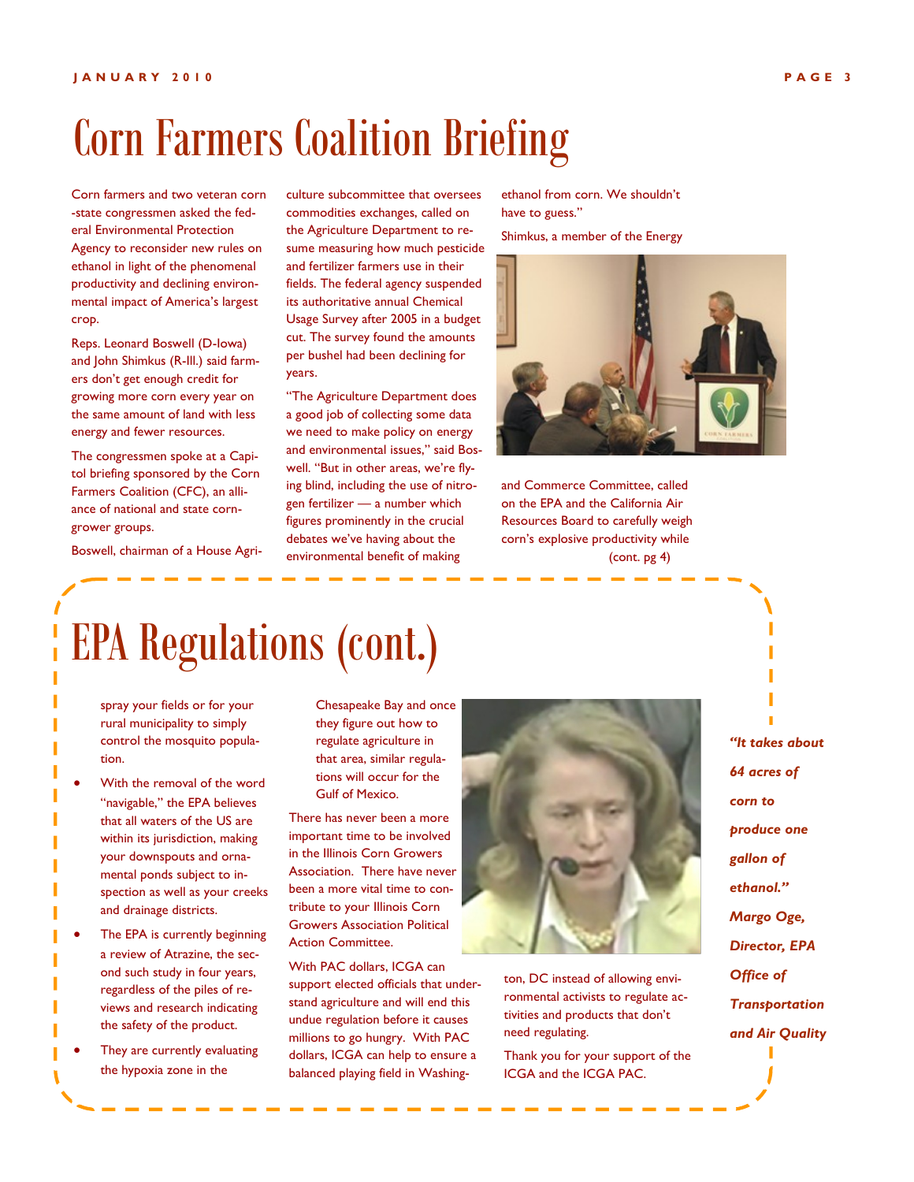# Corn Farmers Coalition Briefing

Corn farmers and two veteran corn-state congressmen asked the federal Environmental Protection Agency to reconsider new rules on ethanol in light of the phenomenal productivity and declining environmental impact of America's largest crop.

Reps. Leonard Boswell (D-Iowa) and John Shimkus (R-Ill.) said farmers don't get enough credit for growing more corn every year on the same amount of land with less energy and fewer resources.

The congressmen spoke at a Capitol briefing sponsored by the Corn Farmers Coalition (CFC), an alliance of national and state corn-grower groups.

Boswell, chairman of a House Agriculture subcommittee that oversees commodities exchanges, called on the Agriculture Department to resume measuring how much pesticide and fertilizer farmers use in their fields. The federal agency suspended its authoritative annual Chemical Usage Survey after 2005 in a budget cut. The survey found the amounts per bushel had been declining for years.

"The Agriculture Department does a good job of collecting some data we need to make policy on energy and environmental issues," said Boswell. "But in other areas, we're flying blind, including the use of nitrogen fertilizer — a number which figures prominently in the crucial debates we've having about the environmental benefit of making ethanol from corn. We shouldn't have to guess."

Shimkus, a member of the Energy and Commerce Committee, called on the EPA and the California Air Resources Board to carefully weigh corn's explosive productivity while (cont. pg 4)

# EPA Regulations (cont.)

spray your fields or for your rural municipality to simply control the mosquito population.

- With the removal of the word "navigable," the EPA believes that all waters of the US are within its jurisdiction, making your downspouts and ornamental ponds subject to inspection as well as your creeks and drainage districts.
- The EPA is currently beginning a review of Atrazine, the second such study in four years, regardless of the piles of reviews and research indicating the safety of the product.
- They are currently evaluating the hypoxia zone in the Chesapeake Bay and once they figure out how to regulate agriculture in that area, similar regulations will occur for the Gulf of Mexico.

There has never been a more important time to be involved in the Illinois Corn Growers Association. There have never been a more vital time to contribute to your Illinois Corn Growers Association Political Action Committee.

With PAC dollars, ICGA can support elected officials that understand agriculture and will end this undue regulation before it causes millions to go hungry. With PAC dollars, ICGA can help to ensure a balanced playing field in Washington, DC instead of allowing environmental activists to regulate activities and products that don't need regulating.

Thank you for your support of the ICGA and the ICGA PAC.

***"It takes about 64 acres of corn to produce one gallon of ethanol." Margo Oge, Director, EPA Office of Transportation and Air Quality***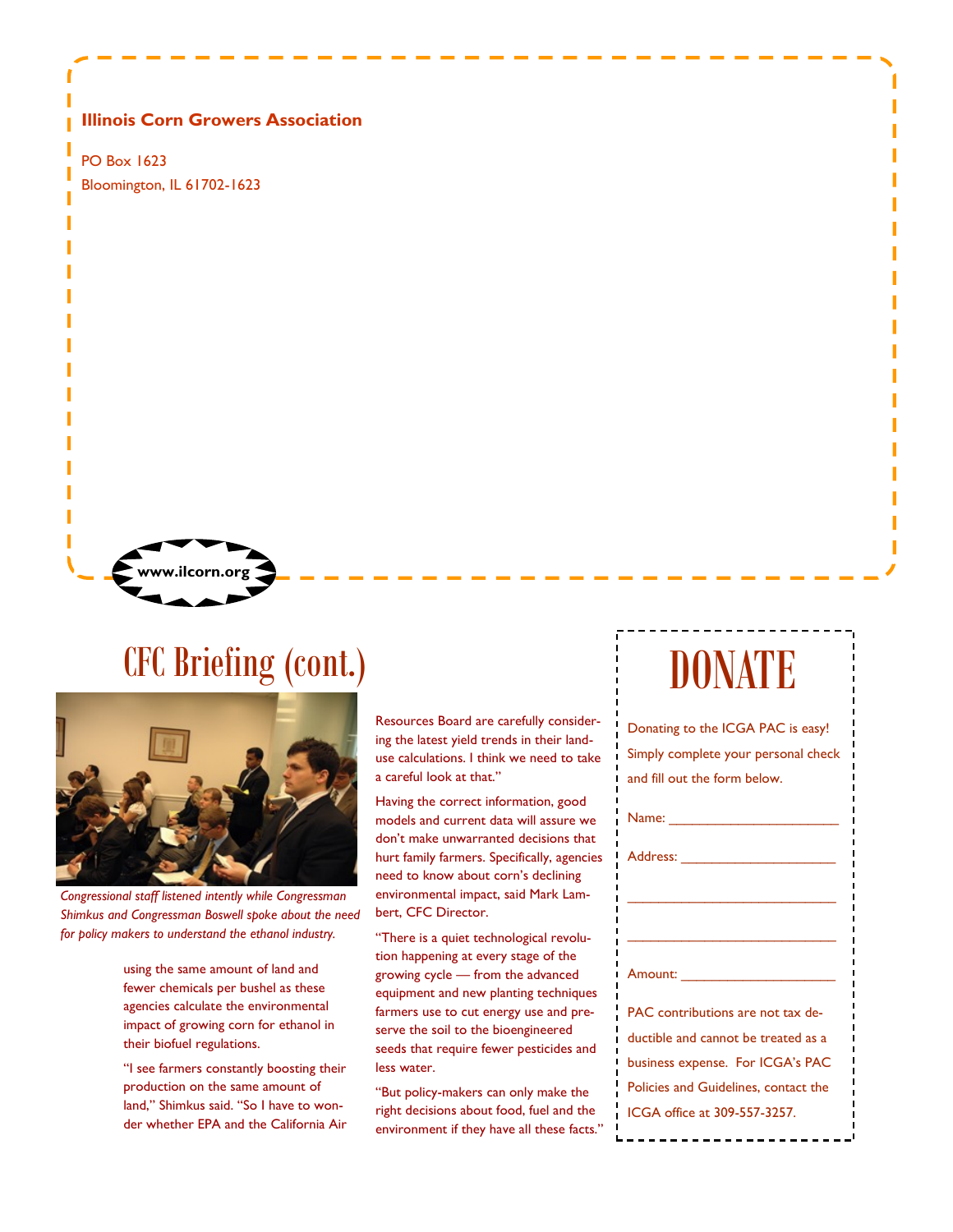**Illinois Corn Growers Association**

PO Box 1623
Bloomington, IL 61702-1623

www.ilcorn.org

# CFC Briefing (cont.)

*Congressional staff listened intently while Congressman Shimkus and Congressman Boswell spoke about the need for policy makers to understand the ethanol industry.*

using the same amount of land and fewer chemicals per bushel as these agencies calculate the environmental impact of growing corn for ethanol in their biofuel regulations.

"I see farmers constantly boosting their production on the same amount of land," Shimkus said. "So I have to wonder whether EPA and the California Air Resources Board are carefully considering the latest yield trends in their land-use calculations. I think we need to take a careful look at that."

Having the correct information, good models and current data will assure we don't make unwarranted decisions that hurt family farmers. Specifically, agencies need to know about corn's declining environmental impact, said Mark Lambert, CFC Director.

"There is a quiet technological revolution happening at every stage of the growing cycle — from the advanced equipment and new planting techniques farmers use to cut energy use and preserve the soil to the bioengineered seeds that require fewer pesticides and less water.

"But policy-makers can only make the right decisions about food, fuel and the environment if they have all these facts."

# DONATE

Donating to the ICGA PAC is easy! Simply complete your personal check and fill out the form below.

Name: ______________________

Address: ____________________

____________________________

____________________________

Amount: ____________________

PAC contributions are not tax deductible and cannot be treated as a business expense. For ICGA's PAC Policies and Guidelines, contact the ICGA office at 309-557-3257.